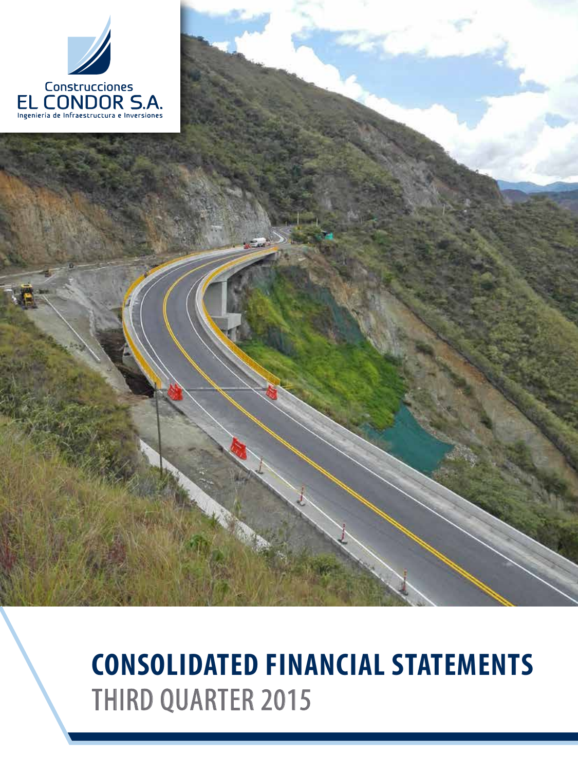Construcciones
EL CONDOR S.A.
Ingenieria de Infraestructura e Inversiones

# CONSOLIDATED FINANCIAL STATEMENTS
## THIRD QUARTER 2015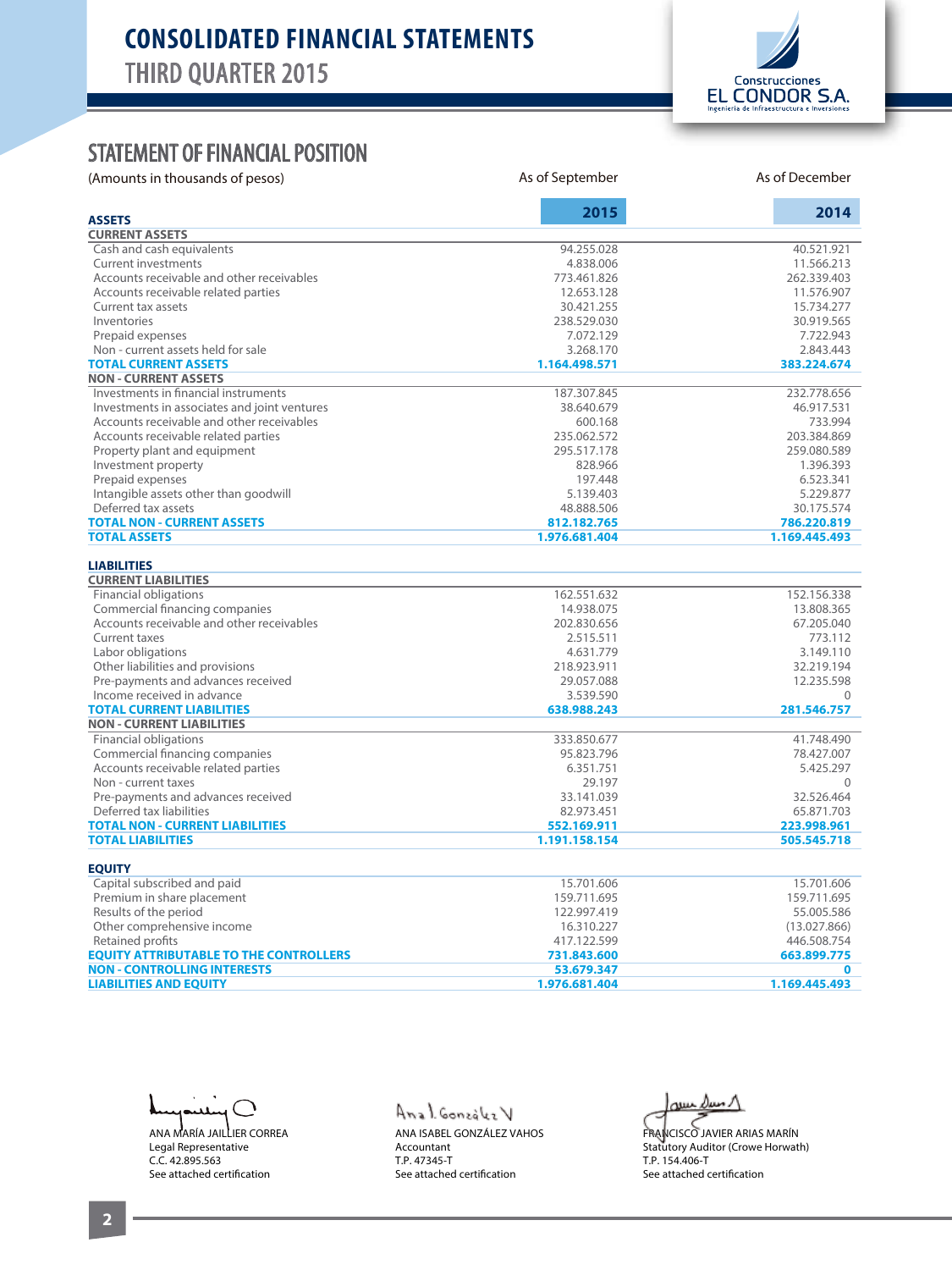# CONSOLIDATED FINANCIAL STATEMENTS

## THIRD QUARTER 2015

Construcciones EL CONDOR S.A.
Ingeniería de Infraestructura e Inversiones

## STATEMENT OF FINANCIAL POSITION

| (Amounts in thousands of pesos) | As of September 2015 | As of December 2014 |
|---|---|---|
| **ASSETS** | | |
| **CURRENT ASSETS** | | |
| Cash and cash equivalents | 94.255.028 | 40.521.921 |
| Current investments | 4.838.006 | 11.566.213 |
| Accounts receivable and other receivables | 773.461.826 | 262.339.403 |
| Accounts receivable related parties | 12.653.128 | 11.576.907 |
| Current tax assets | 30.421.255 | 15.734.277 |
| Inventories | 238.529.030 | 30.919.565 |
| Prepaid expenses | 7.072.129 | 7.722.943 |
| Non - current assets held for sale | 3.268.170 | 2.843.443 |
| **TOTAL CURRENT ASSETS** | **1.164.498.571** | **383.224.674** |
| **NON - CURRENT ASSETS** | | |
| Investments in financial instruments | 187.307.845 | 232.778.656 |
| Investments in associates and joint ventures | 38.640.679 | 46.917.531 |
| Accounts receivable and other receivables | 600.168 | 733.994 |
| Accounts receivable related parties | 235.062.572 | 203.384.869 |
| Property plant and equipment | 295.517.178 | 259.080.589 |
| Investment property | 828.966 | 1.396.393 |
| Prepaid expenses | 197.448 | 6.523.341 |
| Intangible assets other than goodwill | 5.139.403 | 5.229.877 |
| Deferred tax assets | 48.888.506 | 30.175.574 |
| **TOTAL NON - CURRENT ASSETS** | **812.182.765** | **786.220.819** |
| **TOTAL ASSETS** | **1.976.681.404** | **1.169.445.493** |
| **LIABILITIES** | | |
| **CURRENT LIABILITIES** | | |
| Financial obligations | 162.551.632 | 152.156.338 |
| Commercial financing companies | 14.938.075 | 13.808.365 |
| Accounts receivable and other receivables | 202.830.656 | 67.205.040 |
| Current taxes | 2.515.511 | 773.112 |
| Labor obligations | 4.631.779 | 3.149.110 |
| Other liabilities and provisions | 218.923.911 | 32.219.194 |
| Pre-payments and advances received | 29.057.088 | 12.235.598 |
| Income received in advance | 3.539.590 | 0 |
| **TOTAL CURRENT LIABILITIES** | **638.988.243** | **281.546.757** |
| **NON - CURRENT LIABILITIES** | | |
| Financial obligations | 333.850.677 | 41.748.490 |
| Commercial financing companies | 95.823.796 | 78.427.007 |
| Accounts receivable related parties | 6.351.751 | 5.425.297 |
| Non - current taxes | 29.197 | 0 |
| Pre-payments and advances received | 33.141.039 | 32.526.464 |
| Deferred tax liabilities | 82.973.451 | 65.871.703 |
| **TOTAL NON - CURRENT LIABILITIES** | **552.169.911** | **223.998.961** |
| **TOTAL LIABILITIES** | **1.191.158.154** | **505.545.718** |
| **EQUITY** | | |
| Capital subscribed and paid | 15.701.606 | 15.701.606 |
| Premium in share placement | 159.711.695 | 159.711.695 |
| Results of the period | 122.997.419 | 55.005.586 |
| Other comprehensive income | 16.310.227 | (13.027.866) |
| Retained profits | 417.122.599 | 446.508.754 |
| **EQUITY ATTRIBUTABLE TO THE CONTROLLERS** | **731.843.600** | **663.899.775** |
| **NON - CONTROLLING INTERESTS** | **53.679.347** | **0** |
| **LIABILITIES AND EQUITY** | **1.976.681.404** | **1.169.445.493** |

ANA MARÍA JAILLIER CORREA
Legal Representative
C.C. 42.895.563
See attached certification

ANA ISABEL GONZÁLEZ VAHOS
Accountant
T.P. 47345-T
See attached certification

FRANCISCO JAVIER ARIAS MARÍN
Statutory Auditor (Crowe Horwath)
T.P. 154.406-T
See attached certification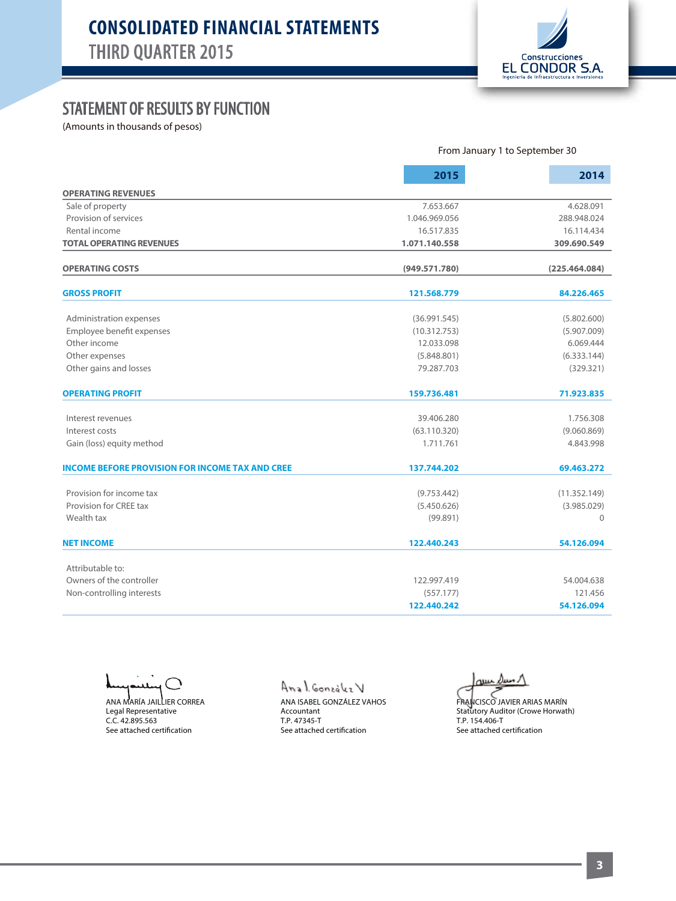# STATEMENT OF RESULTS BY FUNCTION

(Amounts in thousands of pesos)

| | From January 1 to September 30 | |
|---|---|---|
| | **2015** | **2014** |
| **OPERATING REVENUES** | | |
| Sale of property | 7.653.667 | 4.628.091 |
| Provision of services | 1.046.969.056 | 288.948.024 |
| Rental income | 16.517.835 | 16.114.434 |
| **TOTAL OPERATING REVENUES** | **1.071.140.558** | **309.690.549** |
| **OPERATING COSTS** | **(949.571.780)** | **(225.464.084)** |
| **GROSS PROFIT** | **121.568.779** | **84.226.465** |
| Administration expenses | (36.991.545) | (5.802.600) |
| Employee benefit expenses | (10.312.753) | (5.907.009) |
| Other income | 12.033.098 | 6.069.444 |
| Other expenses | (5.848.801) | (6.333.144) |
| Other gains and losses | 79.287.703 | (329.321) |
| **OPERATING PROFIT** | **159.736.481** | **71.923.835** |
| Interest revenues | 39.406.280 | 1.756.308 |
| Interest costs | (63.110.320) | (9.060.869) |
| Gain (loss) equity method | 1.711.761 | 4.843.998 |
| **INCOME BEFORE PROVISION FOR INCOME TAX AND CREE** | **137.744.202** | **69.463.272** |
| Provision for income tax | (9.753.442) | (11.352.149) |
| Provision for CREE tax | (5.450.626) | (3.985.029) |
| Wealth tax | (99.891) | 0 |
| **NET INCOME** | **122.440.243** | **54.126.094** |
| Attributable to: | | |
| Owners of the controller | 122.997.419 | 54.004.638 |
| Non-controlling interests | (557.177) | 121.456 |
| | **122.440.242** | **54.126.094** |

ANA MARÍA JAILLIER CORREA
Legal Representative
C.C. 42.895.563
See attached certification

ANA ISABEL GONZÁLEZ VAHOS
Accountant
T.P. 47345-T
See attached certification

FRANCISCO JAVIER ARIAS MARÍN
Statutory Auditor (Crowe Horwath)
T.P. 154.406-T
See attached certification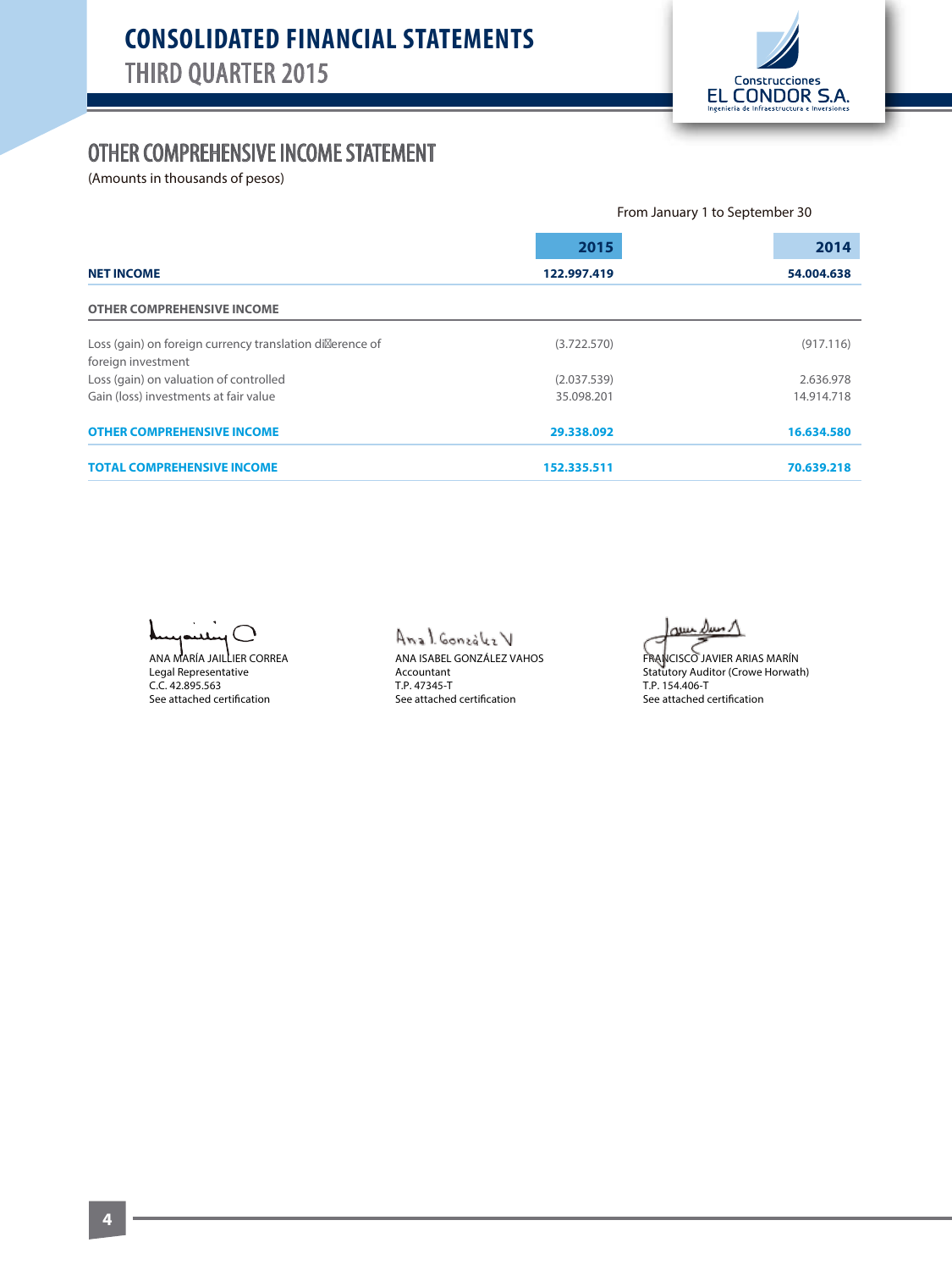# CONSOLIDATED FINANCIAL STATEMENTS
## THIRD QUARTER 2015

Construcciones EL CONDOR S.A.
Ingeniería de Infraestructura e Inversiones

## OTHER COMPREHENSIVE INCOME STATEMENT

(Amounts in thousands of pesos)

| | From January 1 to September 30 | |
|---|---|---|
| | **2015** | **2014** |
| **NET INCOME** | **122.997.419** | **54.004.638** |
| **OTHER COMPREHENSIVE INCOME** | | |
| Loss (gain) on foreign currency translation difference of foreign investment | (3.722.570) | (917.116) |
| Loss (gain) on valuation of controlled | (2.037.539) | 2.636.978 |
| Gain (loss) investments at fair value | 35.098.201 | 14.914.718 |
| **OTHER COMPREHENSIVE INCOME** | **29.338.092** | **16.634.580** |
| **TOTAL COMPREHENSIVE INCOME** | **152.335.511** | **70.639.218** |

ANA MARÍA JAILLIER CORREA
Legal Representative
C.C. 42.895.563
See attached certification

ANA ISABEL GONZÁLEZ VAHOS
Accountant
T.P. 47345-T
See attached certification

FRANCISCO JAVIER ARIAS MARÍN
Statutory Auditor (Crowe Horwath)
T.P. 154.406-T
See attached certification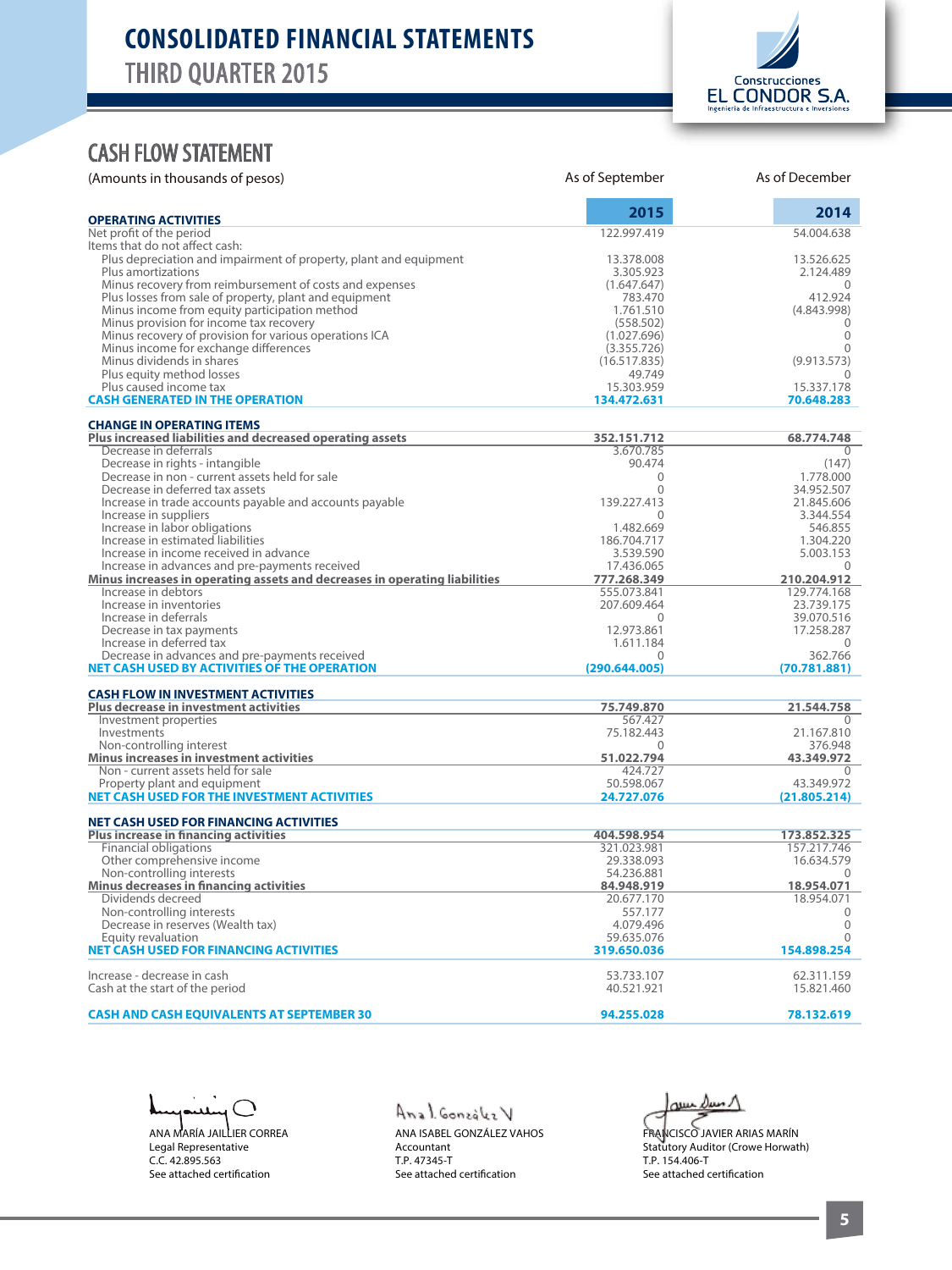# CONSOLIDATED FINANCIAL STATEMENTS
## THIRD QUARTER 2015

Construcciones EL CONDOR S.A. Ingeniería de Infraestructura e Inversiones

## CASH FLOW STATEMENT

| (Amounts in thousands of pesos) | As of September 2015 | As of December 2014 |
|---|---|---|
| **OPERATING ACTIVITIES** | | |
| Net profit of the period | 122.997.419 | 54.004.638 |
| Items that do not affect cash: | | |
| Plus depreciation and impairment of property, plant and equipment | 13.378.008 | 13.526.625 |
| Plus amortizations | 3.305.923 | 2.124.489 |
| Minus recovery from reimbursement of costs and expenses | (1.647.647) | 0 |
| Plus losses from sale of property, plant and equipment | 783.470 | 412.924 |
| Minus income from equity participation method | 1.761.510 | (4.843.998) |
| Minus provision for income tax recovery | (558.502) | 0 |
| Minus recovery of provision for various operations ICA | (1.027.696) | 0 |
| Minus income for exchange differences | (3.355.726) | 0 |
| Minus dividends in shares | (16.517.835) | (9.913.573) |
| Plus equity method losses | 49.749 | 0 |
| Plus caused income tax | 15.303.959 | 15.337.178 |
| **CASH GENERATED IN THE OPERATION** | **134.472.631** | **70.648.283** |
| **CHANGE IN OPERATING ITEMS** | | |
| **Plus increased liabilities and decreased operating assets** | **352.151.712** | **68.774.748** |
| Decrease in deferrals | 3.670.785 | 0 |
| Decrease in rights - intangible | 90.474 | (147) |
| Decrease in non - current assets held for sale | 0 | 1.778.000 |
| Decrease in deferred tax assets | 0 | 34.952.507 |
| Increase in trade accounts payable and accounts payable | 139.227.413 | 21.845.606 |
| Increase in suppliers | 0 | 3.344.554 |
| Increase in labor obligations | 1.482.669 | 546.855 |
| Increase in estimated liabilities | 186.704.717 | 1.304.220 |
| Increase in income received in advance | 3.539.590 | 5.003.153 |
| Increase in advances and pre-payments received | 17.436.065 | 0 |
| **Minus increases in operating assets and decreases in operating liabilities** | **777.268.349** | **210.204.912** |
| Increase in debtors | 555.073.841 | 129.774.168 |
| Increase in inventories | 207.609.464 | 23.739.175 |
| Increase in deferrals | 0 | 39.070.516 |
| Decrease in tax payments | 12.973.861 | 17.258.287 |
| Increase in deferred tax | 1.611.184 | 0 |
| Decrease in advances and pre-payments received | 0 | 362.766 |
| **NET CASH USED BY ACTIVITIES OF THE OPERATION** | **(290.644.005)** | **(70.781.881)** |
| **CASH FLOW IN INVESTMENT ACTIVITIES** | | |
| **Plus decrease in investment activities** | **75.749.870** | **21.544.758** |
| Investment properties | 567.427 | 0 |
| Investments | 75.182.443 | 21.167.810 |
| Non-controlling interest | 0 | 376.948 |
| **Minus increases in investment activities** | **51.022.794** | **43.349.972** |
| Non - current assets held for sale | 424.727 | 0 |
| Property plant and equipment | 50.598.067 | 43.349.972 |
| **NET CASH USED FOR THE INVESTMENT ACTIVITIES** | **24.727.076** | **(21.805.214)** |
| **NET CASH USED FOR FINANCING ACTIVITIES** | | |
| **Plus increase in financing activities** | **404.598.954** | **173.852.325** |
| Financial obligations | 321.023.981 | 157.217.746 |
| Other comprehensive income | 29.338.093 | 16.634.579 |
| Non-controlling interests | 54.236.881 | 0 |
| **Minus decreases in financing activities** | **84.948.919** | **18.954.071** |
| Dividends decreed | 20.677.170 | 18.954.071 |
| Non-controlling interests | 557.177 | 0 |
| Decrease in reserves (Wealth tax) | 4.079.496 | 0 |
| Equity revaluation | 59.635.076 | 0 |
| **NET CASH USED FOR FINANCING ACTIVITIES** | **319.650.036** | **154.898.254** |
| Increase - decrease in cash | 53.733.107 | 62.311.159 |
| Cash at the start of the period | 40.521.921 | 15.821.460 |
| **CASH AND CASH EQUIVALENTS AT SEPTEMBER 30** | **94.255.028** | **78.132.619** |

ANA MARÍA JAILLIER CORREA
Legal Representative
C.C. 42.895.563
See attached certification

ANA ISABEL GONZÁLEZ VAHOS
Accountant
T.P. 47345-T
See attached certification

FRANCISCO JAVIER ARIAS MARÍN
Statutory Auditor (Crowe Horwath)
T.P. 154.406-T
See attached certification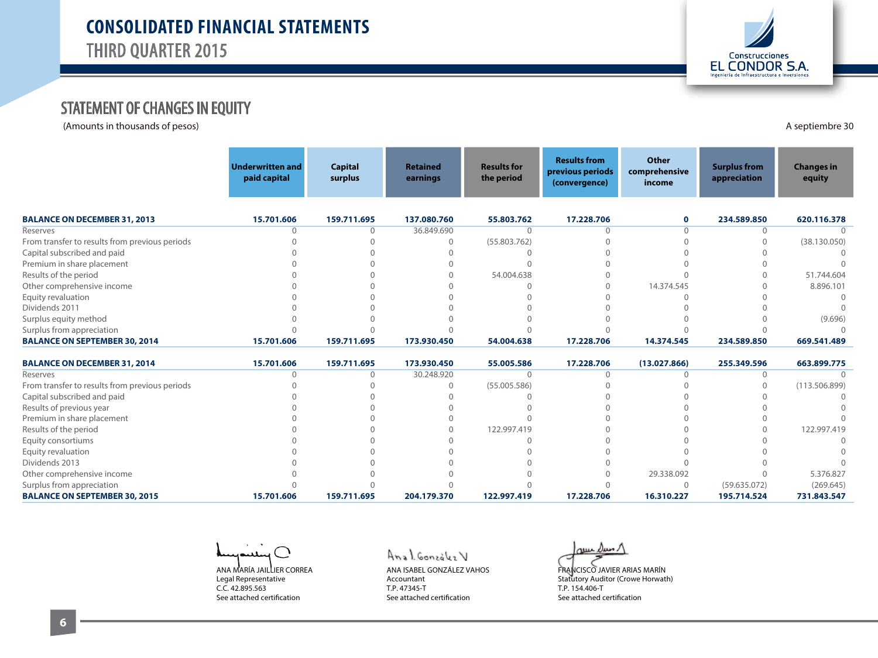# CONSOLIDATED FINANCIAL STATEMENTS
## THIRD QUARTER 2015

## STATEMENT OF CHANGES IN EQUITY

(Amounts in thousands of pesos)

A septiembre 30

| | Underwritten and paid capital | Capital surplus | Retained earnings | Results for the period | Results from previous periods (convergence) | Other comprehensive income | Surplus from appreciation | Changes in equity |
|---|---|---|---|---|---|---|---|---|
| **BALANCE ON DECEMBER 31, 2013** | **15.701.606** | **159.711.695** | **137.080.760** | **55.803.762** | **17.228.706** | **0** | **234.589.850** | **620.116.378** |
| Reserves | 0 | 0 | 36.849.690 | 0 | 0 | 0 | 0 | 0 |
| From transfer to results from previous periods | 0 | 0 | 0 | (55.803.762) | 0 | 0 | 0 | (38.130.050) |
| Capital subscribed and paid | 0 | 0 | 0 | 0 | 0 | 0 | 0 | 0 |
| Premium in share placement | 0 | 0 | 0 | 0 | 0 | 0 | 0 | 0 |
| Results of the period | 0 | 0 | 0 | 54.004.638 | 0 | 0 | 0 | 51.744.604 |
| Other comprehensive income | 0 | 0 | 0 | 0 | 0 | 14.374.545 | 0 | 8.896.101 |
| Equity revaluation | 0 | 0 | 0 | 0 | 0 | 0 | 0 | 0 |
| Dividends 2011 | 0 | 0 | 0 | 0 | 0 | 0 | 0 | 0 |
| Surplus equity method | 0 | 0 | 0 | 0 | 0 | 0 | 0 | (9.696) |
| Surplus from appreciation | 0 | 0 | 0 | 0 | 0 | 0 | 0 | 0 |
| **BALANCE ON SEPTEMBER 30, 2014** | **15.701.606** | **159.711.695** | **173.930.450** | **54.004.638** | **17.228.706** | **14.374.545** | **234.589.850** | **669.541.489** |
| **BALANCE ON DECEMBER 31, 2014** | **15.701.606** | **159.711.695** | **173.930.450** | **55.005.586** | **17.228.706** | **(13.027.866)** | **255.349.596** | **663.899.775** |
| Reserves | 0 | 0 | 30.248.920 | 0 | 0 | 0 | 0 | 0 |
| From transfer to results from previous periods | 0 | 0 | 0 | (55.005.586) | 0 | 0 | 0 | (113.506.899) |
| Capital subscribed and paid | 0 | 0 | 0 | 0 | 0 | 0 | 0 | 0 |
| Results of previous year | 0 | 0 | 0 | 0 | 0 | 0 | 0 | 0 |
| Premium in share placement | 0 | 0 | 0 | 0 | 0 | 0 | 0 | 0 |
| Results of the period | 0 | 0 | 0 | 122.997.419 | 0 | 0 | 0 | 122.997.419 |
| Equity consortiums | 0 | 0 | 0 | 0 | 0 | 0 | 0 | 0 |
| Equity revaluation | 0 | 0 | 0 | 0 | 0 | 0 | 0 | 0 |
| Dividends 2013 | 0 | 0 | 0 | 0 | 0 | 0 | 0 | 0 |
| Other comprehensive income | 0 | 0 | 0 | 0 | 0 | 29.338.092 | 0 | 5.376.827 |
| Surplus from appreciation | 0 | 0 | 0 | 0 | 0 | 0 | (59.635.072) | (269.645) |
| **BALANCE ON SEPTEMBER 30, 2015** | **15.701.606** | **159.711.695** | **204.179.370** | **122.997.419** | **17.228.706** | **16.310.227** | **195.714.524** | **731.843.547** |

ANA MARÍA JAILLIER CORREA
Legal Representative
C.C. 42.895.563
See attached certification

ANA ISABEL GONZÁLEZ VAHOS
Accountant
T.P. 47345-T
See attached certification

FRANCISCO JAVIER ARIAS MARÍN
Statutory Auditor (Crowe Horwath)
T.P. 154.406-T
See attached certification